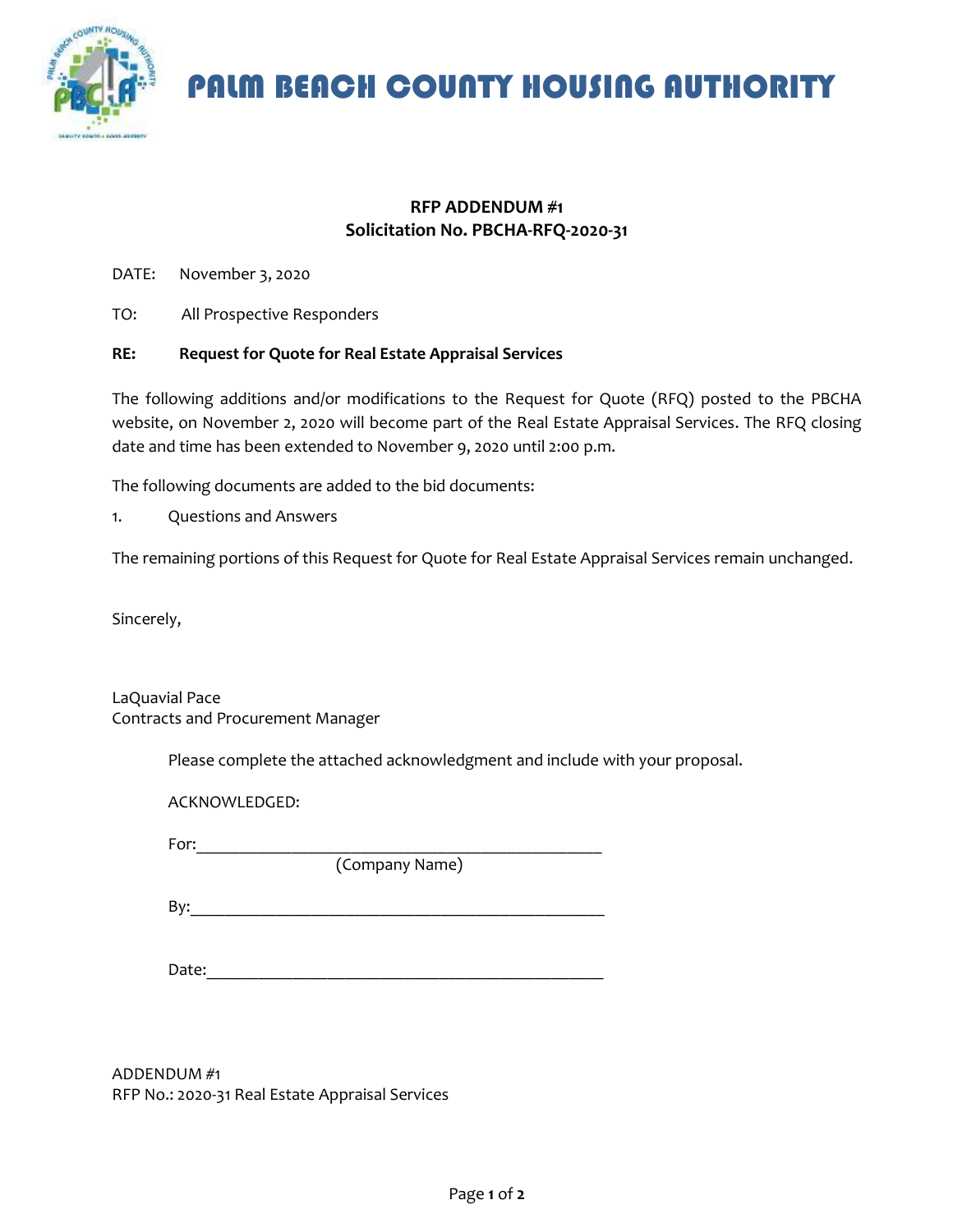# PALM BEACH COUNTY HOUSING AUTHORITY

**RFP ADDENDUM #1**
**Solicitation No. PBCHA-RFQ-2020-31**

DATE: November 3, 2020

TO: All Prospective Responders

**RE: Request for Quote for Real Estate Appraisal Services**

The following additions and/or modifications to the Request for Quote (RFQ) posted to the PBCHA website, on November 2, 2020 will become part of the Real Estate Appraisal Services. The RFQ closing date and time has been extended to November 9, 2020 until 2:00 p.m.

The following documents are added to the bid documents:

1. Questions and Answers

The remaining portions of this Request for Quote for Real Estate Appraisal Services remain unchanged.

Sincerely,

LaQuavial Pace
Contracts and Procurement Manager

Please complete the attached acknowledgment and include with your proposal.

ACKNOWLEDGED:

For:_______________________________________________
(Company Name)

By:_______________________________________________

Date:_____________________________________________

ADDENDUM #1
RFP No.: 2020-31 Real Estate Appraisal Services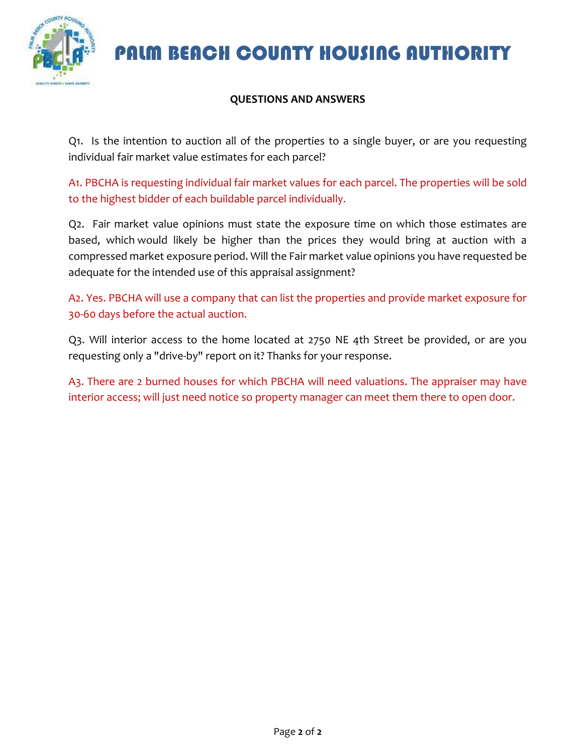# PALM BEACH COUNTY HOUSING AUTHORITY

**QUESTIONS AND ANSWERS**

Q1. Is the intention to auction all of the properties to a single buyer, or are you requesting individual fair market value estimates for each parcel?

A1. PBCHA is requesting individual fair market values for each parcel. The properties will be sold to the highest bidder of each buildable parcel individually.

Q2. Fair market value opinions must state the exposure time on which those estimates are based, which would likely be higher than the prices they would bring at auction with a compressed market exposure period. Will the Fair market value opinions you have requested be adequate for the intended use of this appraisal assignment?

A2. Yes. PBCHA will use a company that can list the properties and provide market exposure for 30-60 days before the actual auction.

Q3. Will interior access to the home located at 2750 NE 4th Street be provided, or are you requesting only a "drive-by" report on it? Thanks for your response.

A3. There are 2 burned houses for which PBCHA will need valuations. The appraiser may have interior access; will just need notice so property manager can meet them there to open door.